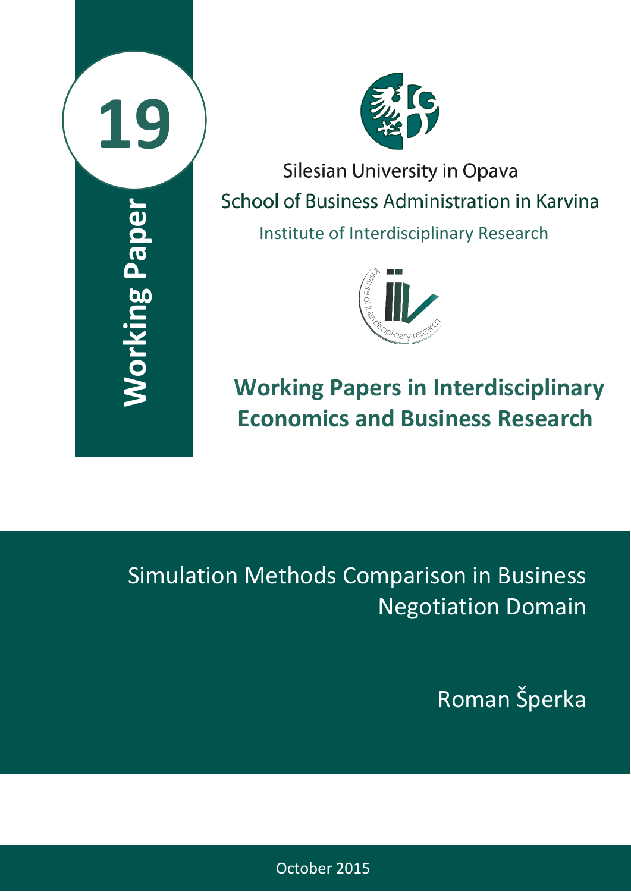**19**

**Working Paper**

Silesian University in Opava

School of Business Administration in Karvina

Institute of Interdisciplinary Research

**Working Papers in Interdisciplinary Economics and Business Research**

# Simulation Methods Comparison in Business Negotiation Domain

Roman Šperka

October 2015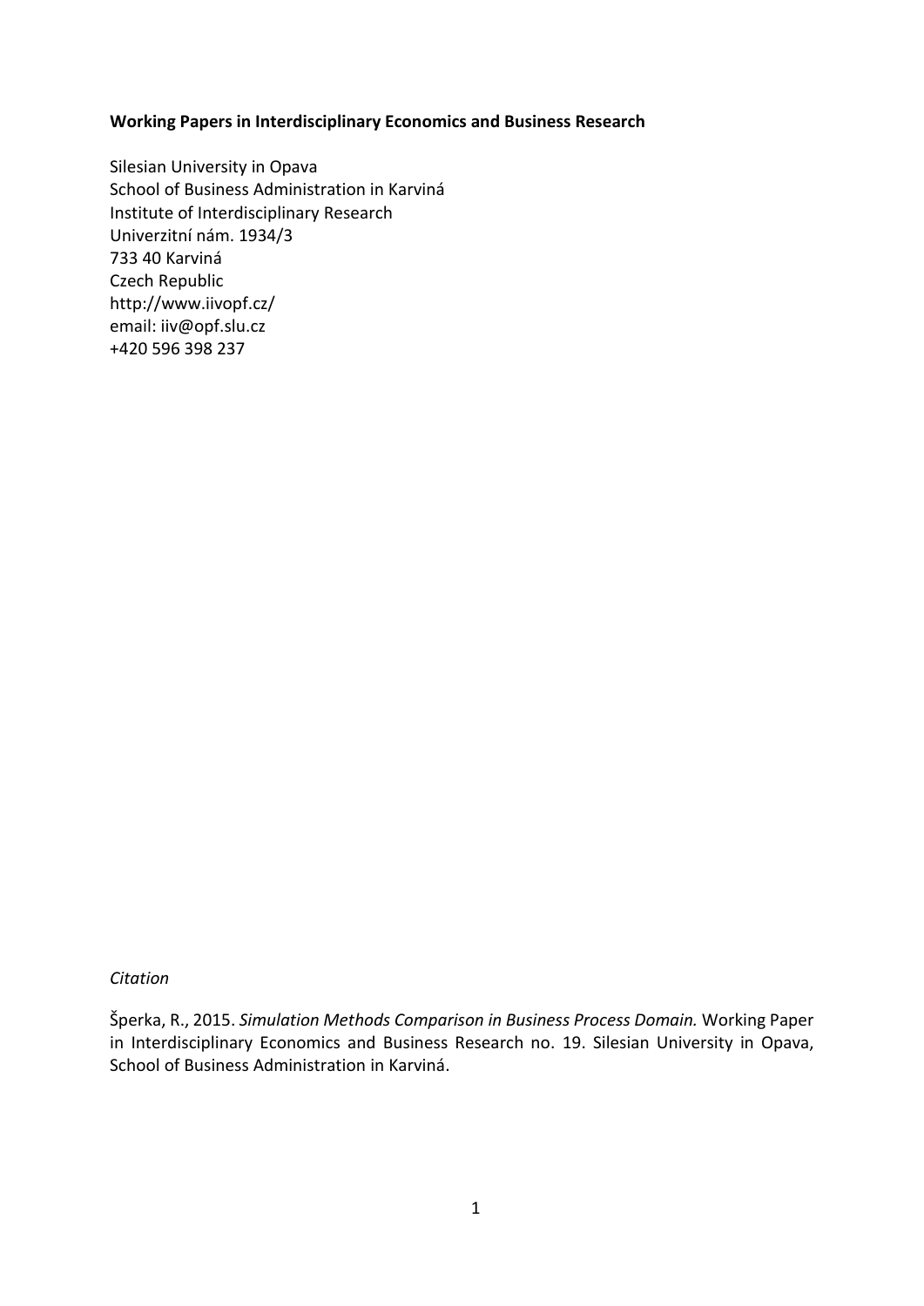**Working Papers in Interdisciplinary Economics and Business Research**

Silesian University in Opava
School of Business Administration in Karviná
Institute of Interdisciplinary Research
Univerzitní nám. 1934/3
733 40 Karviná
Czech Republic
http://www.iivopf.cz/
email: iiv@opf.slu.cz
+420 596 398 237

*Citation*

Šperka, R., 2015. *Simulation Methods Comparison in Business Process Domain.* Working Paper in Interdisciplinary Economics and Business Research no. 19. Silesian University in Opava, School of Business Administration in Karviná.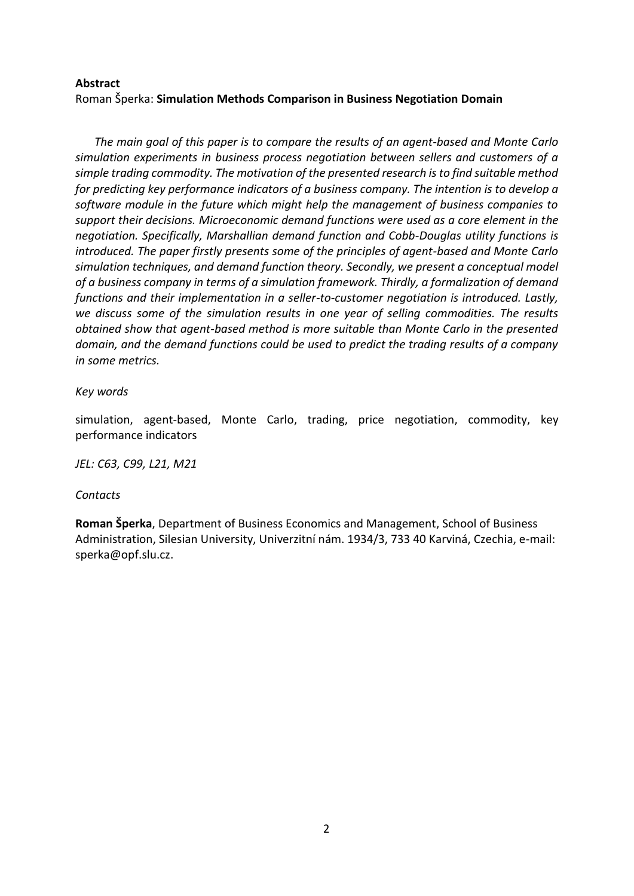**Abstract**

Roman Šperka: **Simulation Methods Comparison in Business Negotiation Domain**

*The main goal of this paper is to compare the results of an agent-based and Monte Carlo simulation experiments in business process negotiation between sellers and customers of a simple trading commodity. The motivation of the presented research is to find suitable method for predicting key performance indicators of a business company. The intention is to develop a software module in the future which might help the management of business companies to support their decisions. Microeconomic demand functions were used as a core element in the negotiation. Specifically, Marshallian demand function and Cobb-Douglas utility functions is introduced. The paper firstly presents some of the principles of agent-based and Monte Carlo simulation techniques, and demand function theory. Secondly, we present a conceptual model of a business company in terms of a simulation framework. Thirdly, a formalization of demand functions and their implementation in a seller-to-customer negotiation is introduced. Lastly, we discuss some of the simulation results in one year of selling commodities. The results obtained show that agent-based method is more suitable than Monte Carlo in the presented domain, and the demand functions could be used to predict the trading results of a company in some metrics.*

*Key words*

simulation, agent-based, Monte Carlo, trading, price negotiation, commodity, key performance indicators

*JEL: C63, C99, L21, M21*

*Contacts*

**Roman Šperka**, Department of Business Economics and Management, School of Business Administration, Silesian University, Univerzitní nám. 1934/3, 733 40 Karviná, Czechia, e-mail: sperka@opf.slu.cz.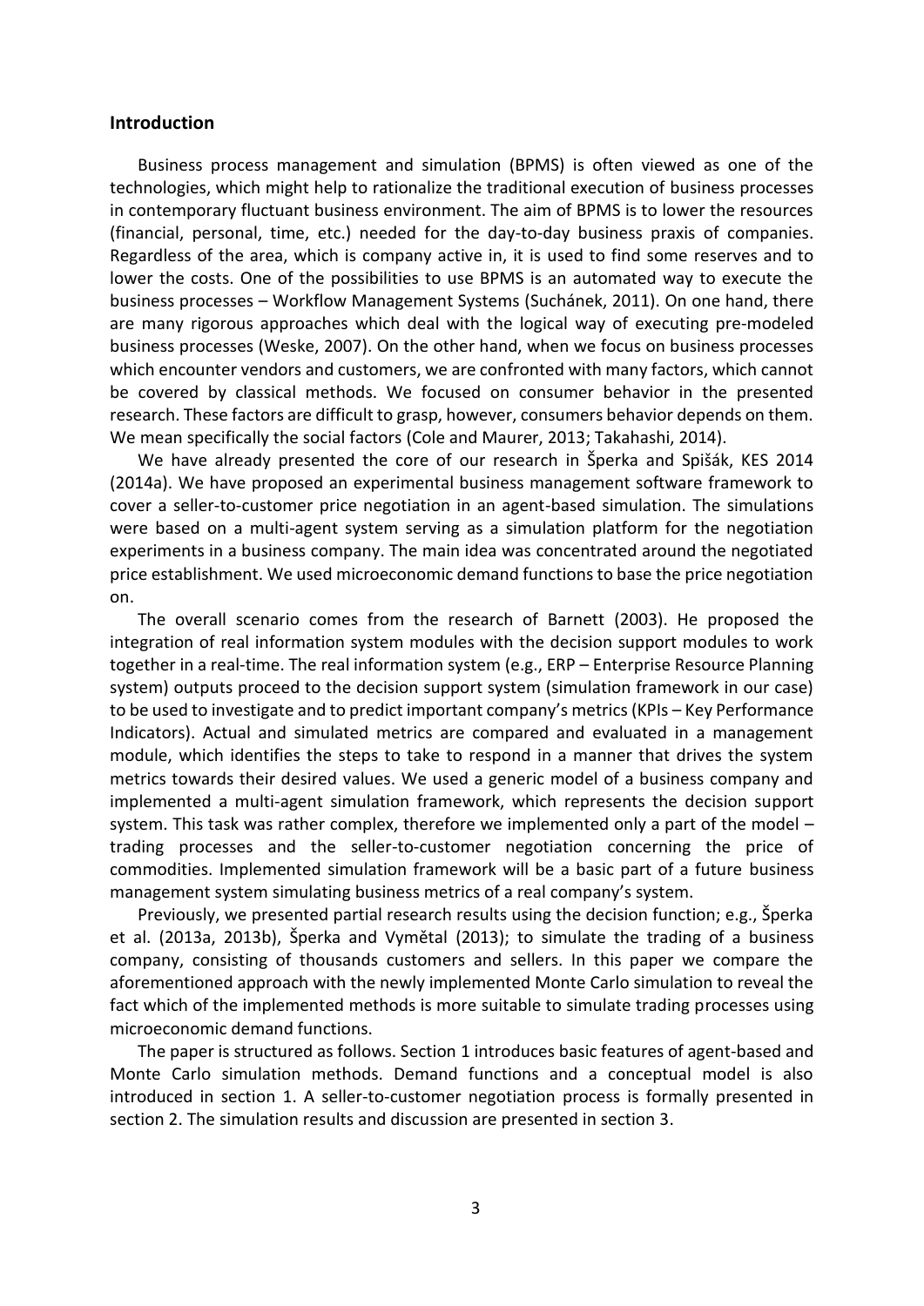## Introduction

Business process management and simulation (BPMS) is often viewed as one of the technologies, which might help to rationalize the traditional execution of business processes in contemporary fluctuant business environment. The aim of BPMS is to lower the resources (financial, personal, time, etc.) needed for the day-to-day business praxis of companies. Regardless of the area, which is company active in, it is used to find some reserves and to lower the costs. One of the possibilities to use BPMS is an automated way to execute the business processes – Workflow Management Systems (Suchánek, 2011). On one hand, there are many rigorous approaches which deal with the logical way of executing pre-modeled business processes (Weske, 2007). On the other hand, when we focus on business processes which encounter vendors and customers, we are confronted with many factors, which cannot be covered by classical methods. We focused on consumer behavior in the presented research. These factors are difficult to grasp, however, consumers behavior depends on them. We mean specifically the social factors (Cole and Maurer, 2013; Takahashi, 2014).

We have already presented the core of our research in Šperka and Spišák, KES 2014 (2014a). We have proposed an experimental business management software framework to cover a seller-to-customer price negotiation in an agent-based simulation. The simulations were based on a multi-agent system serving as a simulation platform for the negotiation experiments in a business company. The main idea was concentrated around the negotiated price establishment. We used microeconomic demand functions to base the price negotiation on.

The overall scenario comes from the research of Barnett (2003). He proposed the integration of real information system modules with the decision support modules to work together in a real-time. The real information system (e.g., ERP – Enterprise Resource Planning system) outputs proceed to the decision support system (simulation framework in our case) to be used to investigate and to predict important company's metrics (KPIs – Key Performance Indicators). Actual and simulated metrics are compared and evaluated in a management module, which identifies the steps to take to respond in a manner that drives the system metrics towards their desired values. We used a generic model of a business company and implemented a multi-agent simulation framework, which represents the decision support system. This task was rather complex, therefore we implemented only a part of the model – trading processes and the seller-to-customer negotiation concerning the price of commodities. Implemented simulation framework will be a basic part of a future business management system simulating business metrics of a real company's system.

Previously, we presented partial research results using the decision function; e.g., Šperka et al. (2013a, 2013b), Šperka and Vymětal (2013); to simulate the trading of a business company, consisting of thousands customers and sellers. In this paper we compare the aforementioned approach with the newly implemented Monte Carlo simulation to reveal the fact which of the implemented methods is more suitable to simulate trading processes using microeconomic demand functions.

The paper is structured as follows. Section 1 introduces basic features of agent-based and Monte Carlo simulation methods. Demand functions and a conceptual model is also introduced in section 1. A seller-to-customer negotiation process is formally presented in section 2. The simulation results and discussion are presented in section 3.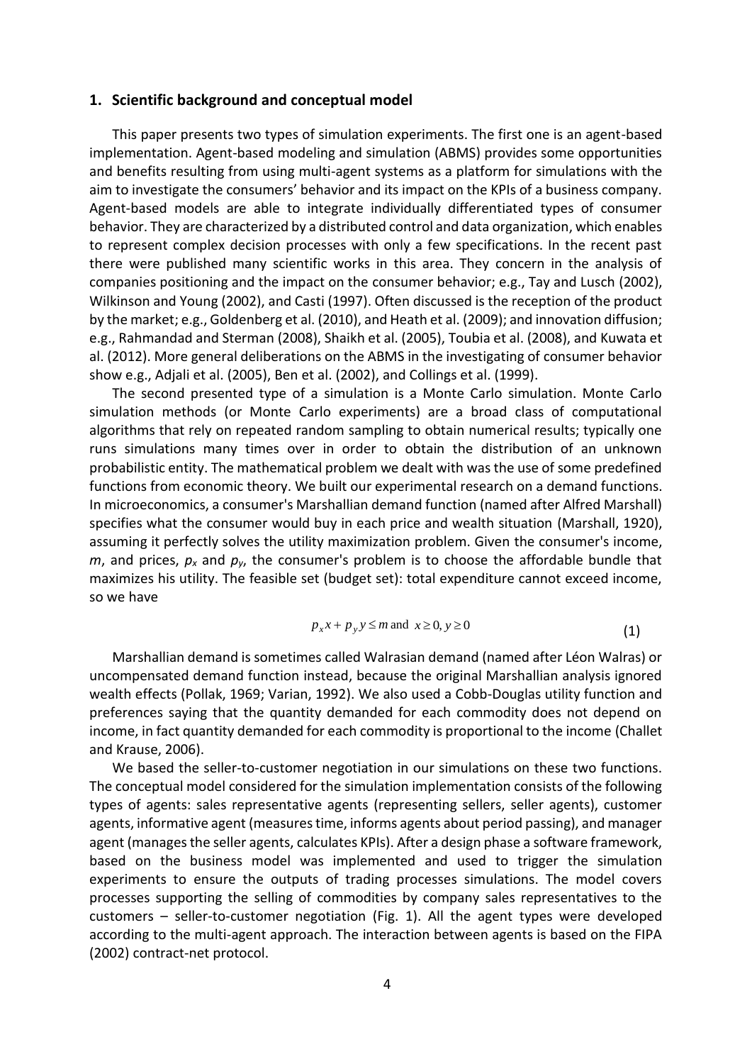## 1. Scientific background and conceptual model

This paper presents two types of simulation experiments. The first one is an agent-based implementation. Agent-based modeling and simulation (ABMS) provides some opportunities and benefits resulting from using multi-agent systems as a platform for simulations with the aim to investigate the consumers' behavior and its impact on the KPIs of a business company. Agent-based models are able to integrate individually differentiated types of consumer behavior. They are characterized by a distributed control and data organization, which enables to represent complex decision processes with only a few specifications. In the recent past there were published many scientific works in this area. They concern in the analysis of companies positioning and the impact on the consumer behavior; e.g., Tay and Lusch (2002), Wilkinson and Young (2002), and Casti (1997). Often discussed is the reception of the product by the market; e.g., Goldenberg et al. (2010), and Heath et al. (2009); and innovation diffusion; e.g., Rahmandad and Sterman (2008), Shaikh et al. (2005), Toubia et al. (2008), and Kuwata et al. (2012). More general deliberations on the ABMS in the investigating of consumer behavior show e.g., Adjali et al. (2005), Ben et al. (2002), and Collings et al. (1999).

The second presented type of a simulation is a Monte Carlo simulation. Monte Carlo simulation methods (or Monte Carlo experiments) are a broad class of computational algorithms that rely on repeated random sampling to obtain numerical results; typically one runs simulations many times over in order to obtain the distribution of an unknown probabilistic entity. The mathematical problem we dealt with was the use of some predefined functions from economic theory. We built our experimental research on a demand functions. In microeconomics, a consumer's Marshallian demand function (named after Alfred Marshall) specifies what the consumer would buy in each price and wealth situation (Marshall, 1920), assuming it perfectly solves the utility maximization problem. Given the consumer's income, $m$, and prices, $p_x$ and $p_y$, the consumer's problem is to choose the affordable bundle that maximizes his utility. The feasible set (budget set): total expenditure cannot exceed income, so we have

$$p_x x + p_y y \leq m \text{ and } x \geq 0, y \geq 0 \tag{1}$$

Marshallian demand is sometimes called Walrasian demand (named after Léon Walras) or uncompensated demand function instead, because the original Marshallian analysis ignored wealth effects (Pollak, 1969; Varian, 1992). We also used a Cobb-Douglas utility function and preferences saying that the quantity demanded for each commodity does not depend on income, in fact quantity demanded for each commodity is proportional to the income (Challet and Krause, 2006).

We based the seller-to-customer negotiation in our simulations on these two functions. The conceptual model considered for the simulation implementation consists of the following types of agents: sales representative agents (representing sellers, seller agents), customer agents, informative agent (measures time, informs agents about period passing), and manager agent (manages the seller agents, calculates KPIs). After a design phase a software framework, based on the business model was implemented and used to trigger the simulation experiments to ensure the outputs of trading processes simulations. The model covers processes supporting the selling of commodities by company sales representatives to the customers – seller-to-customer negotiation (Fig. 1). All the agent types were developed according to the multi-agent approach. The interaction between agents is based on the FIPA (2002) contract-net protocol.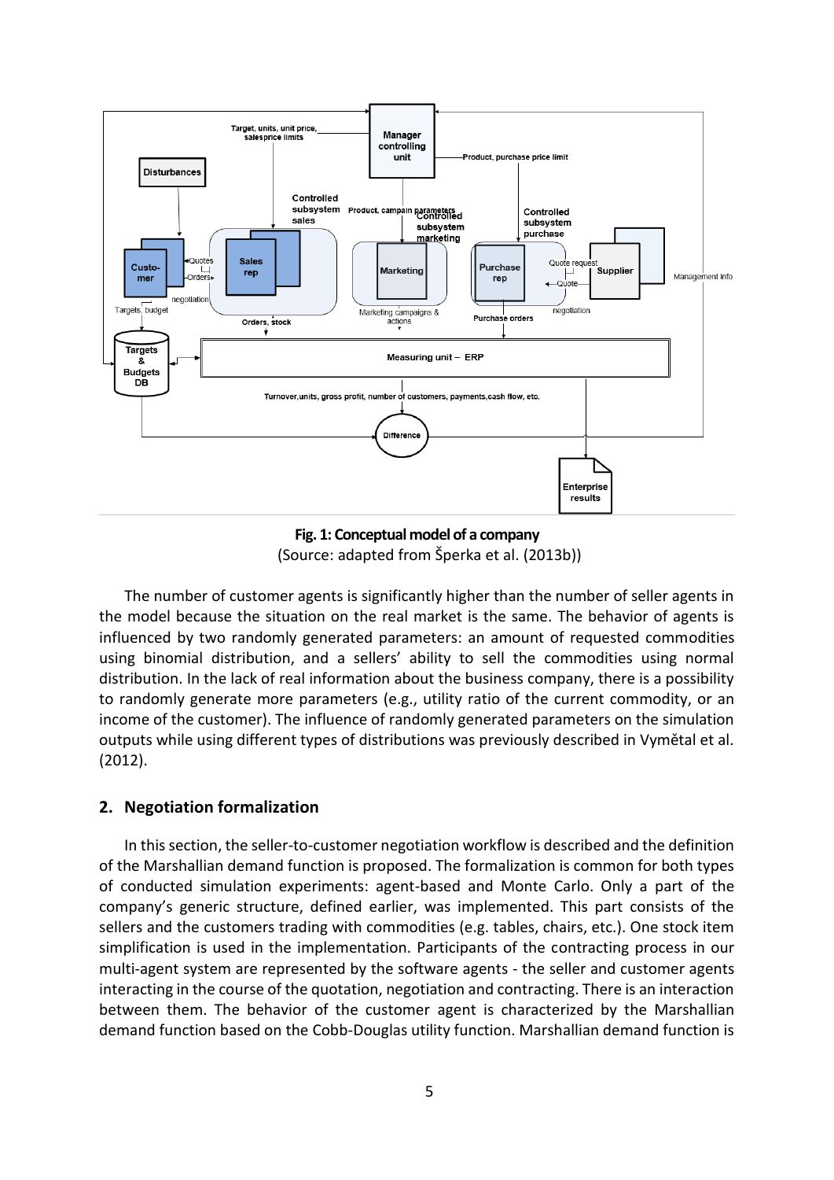**Fig. 1: Conceptual model of a company**

(Source: adapted from Šperka et al. (2013b))

The number of customer agents is significantly higher than the number of seller agents in the model because the situation on the real market is the same. The behavior of agents is influenced by two randomly generated parameters: an amount of requested commodities using binomial distribution, and a sellers' ability to sell the commodities using normal distribution. In the lack of real information about the business company, there is a possibility to randomly generate more parameters (e.g., utility ratio of the current commodity, or an income of the customer). The influence of randomly generated parameters on the simulation outputs while using different types of distributions was previously described in Vymětal et al. (2012).

## 2. Negotiation formalization

In this section, the seller-to-customer negotiation workflow is described and the definition of the Marshallian demand function is proposed. The formalization is common for both types of conducted simulation experiments: agent-based and Monte Carlo. Only a part of the company's generic structure, defined earlier, was implemented. This part consists of the sellers and the customers trading with commodities (e.g. tables, chairs, etc.). One stock item simplification is used in the implementation. Participants of the contracting process in our multi-agent system are represented by the software agents - the seller and customer agents interacting in the course of the quotation, negotiation and contracting. There is an interaction between them. The behavior of the customer agent is characterized by the Marshallian demand function based on the Cobb-Douglas utility function. Marshallian demand function is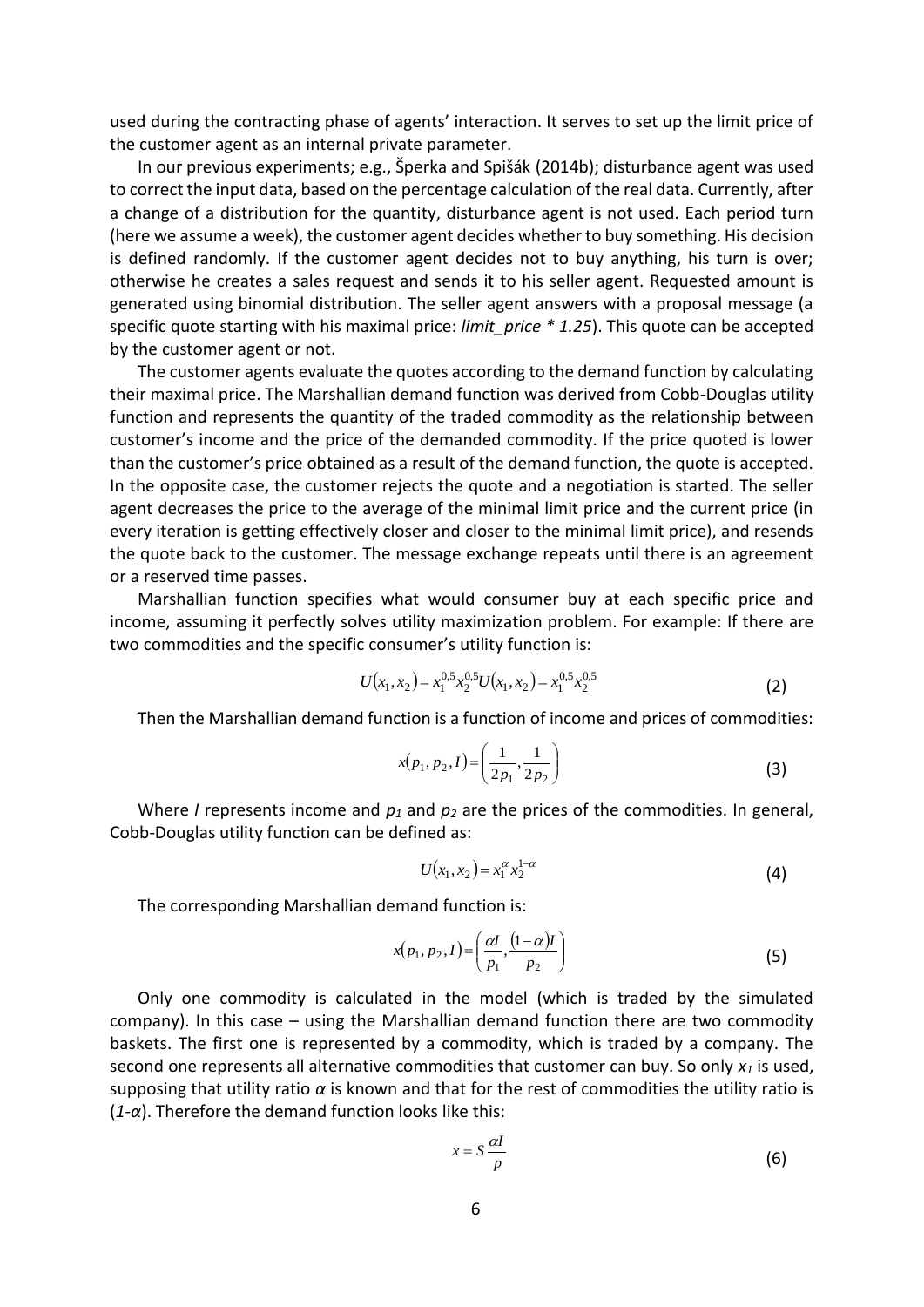used during the contracting phase of agents' interaction. It serves to set up the limit price of the customer agent as an internal private parameter.

In our previous experiments; e.g., Šperka and Spišák (2014b); disturbance agent was used to correct the input data, based on the percentage calculation of the real data. Currently, after a change of a distribution for the quantity, disturbance agent is not used. Each period turn (here we assume a week), the customer agent decides whether to buy something. His decision is defined randomly. If the customer agent decides not to buy anything, his turn is over; otherwise he creates a sales request and sends it to his seller agent. Requested amount is generated using binomial distribution. The seller agent answers with a proposal message (a specific quote starting with his maximal price: *limit_price * 1.25*). This quote can be accepted by the customer agent or not.

The customer agents evaluate the quotes according to the demand function by calculating their maximal price. The Marshallian demand function was derived from Cobb-Douglas utility function and represents the quantity of the traded commodity as the relationship between customer's income and the price of the demanded commodity. If the price quoted is lower than the customer's price obtained as a result of the demand function, the quote is accepted. In the opposite case, the customer rejects the quote and a negotiation is started. The seller agent decreases the price to the average of the minimal limit price and the current price (in every iteration is getting effectively closer and closer to the minimal limit price), and resends the quote back to the customer. The message exchange repeats until there is an agreement or a reserved time passes.

Marshallian function specifies what would consumer buy at each specific price and income, assuming it perfectly solves utility maximization problem. For example: If there are two commodities and the specific consumer's utility function is:

$$U(x_1, x_2) = x_1^{0,5} x_2^{0,5} U(x_1, x_2) = x_1^{0,5} x_2^{0,5} \tag{2}$$

Then the Marshallian demand function is a function of income and prices of commodities:

$$x(p_1, p_2, I) = \left( \frac{1}{2p_1}, \frac{1}{2p_2} \right) \tag{3}$$

Where $I$ represents income and $p_1$ and $p_2$ are the prices of the commodities. In general, Cobb-Douglas utility function can be defined as:

$$U(x_1, x_2) = x_1^{\alpha} x_2^{1-\alpha} \tag{4}$$

The corresponding Marshallian demand function is:

$$x(p_1, p_2, I) = \left( \frac{\alpha I}{p_1}, \frac{(1-\alpha)I}{p_2} \right) \tag{5}$$

Only one commodity is calculated in the model (which is traded by the simulated company). In this case – using the Marshallian demand function there are two commodity baskets. The first one is represented by a commodity, which is traded by a company. The second one represents all alternative commodities that customer can buy. So only $x_1$ is used, supposing that utility ratio $\alpha$ is known and that for the rest of commodities the utility ratio is $(1-\alpha)$. Therefore the demand function looks like this:

$$x = S \frac{\alpha I}{p} \tag{6}$$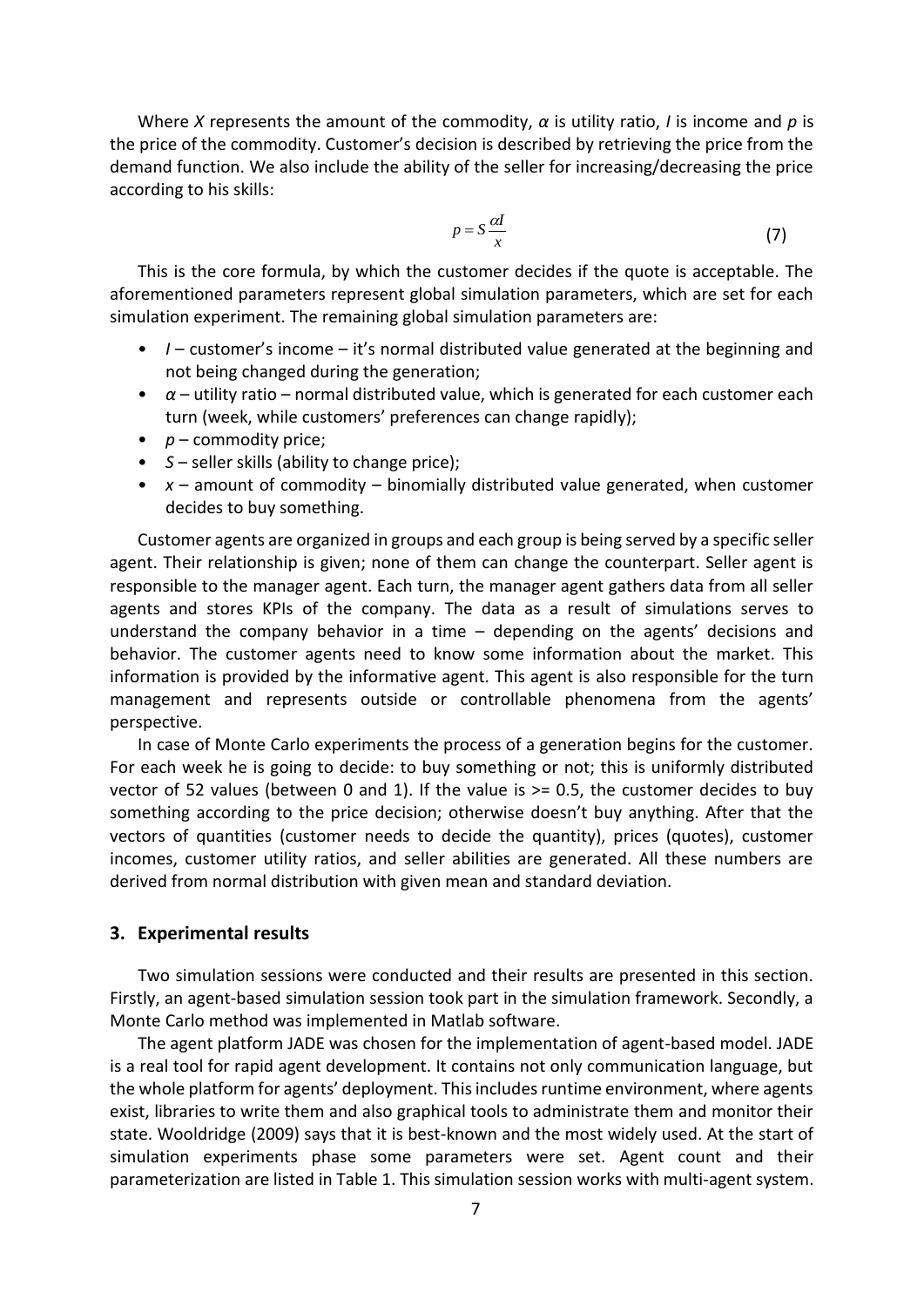Where $X$ represents the amount of the commodity, $\alpha$ is utility ratio, $I$ is income and $p$ is the price of the commodity. Customer's decision is described by retrieving the price from the demand function. We also include the ability of the seller for increasing/decreasing the price according to his skills:

$$p = S\frac{\alpha I}{x} \tag{7}$$

This is the core formula, by which the customer decides if the quote is acceptable. The aforementioned parameters represent global simulation parameters, which are set for each simulation experiment. The remaining global simulation parameters are:

- $I$ – customer's income – it's normal distributed value generated at the beginning and not being changed during the generation;
- $\alpha$ – utility ratio – normal distributed value, which is generated for each customer each turn (week, while customers' preferences can change rapidly);
- $p$ – commodity price;
- $S$ – seller skills (ability to change price);
- $x$ – amount of commodity – binomially distributed value generated, when customer decides to buy something.

Customer agents are organized in groups and each group is being served by a specific seller agent. Their relationship is given; none of them can change the counterpart. Seller agent is responsible to the manager agent. Each turn, the manager agent gathers data from all seller agents and stores KPIs of the company. The data as a result of simulations serves to understand the company behavior in a time – depending on the agents' decisions and behavior. The customer agents need to know some information about the market. This information is provided by the informative agent. This agent is also responsible for the turn management and represents outside or controllable phenomena from the agents' perspective.

In case of Monte Carlo experiments the process of a generation begins for the customer. For each week he is going to decide: to buy something or not; this is uniformly distributed vector of 52 values (between 0 and 1). If the value is >= 0.5, the customer decides to buy something according to the price decision; otherwise doesn't buy anything. After that the vectors of quantities (customer needs to decide the quantity), prices (quotes), customer incomes, customer utility ratios, and seller abilities are generated. All these numbers are derived from normal distribution with given mean and standard deviation.

## 3. Experimental results

Two simulation sessions were conducted and their results are presented in this section. Firstly, an agent-based simulation session took part in the simulation framework. Secondly, a Monte Carlo method was implemented in Matlab software.

The agent platform JADE was chosen for the implementation of agent-based model. JADE is a real tool for rapid agent development. It contains not only communication language, but the whole platform for agents' deployment. This includes runtime environment, where agents exist, libraries to write them and also graphical tools to administrate them and monitor their state. Wooldridge (2009) says that it is best-known and the most widely used. At the start of simulation experiments phase some parameters were set. Agent count and their parameterization are listed in Table 1. This simulation session works with multi-agent system.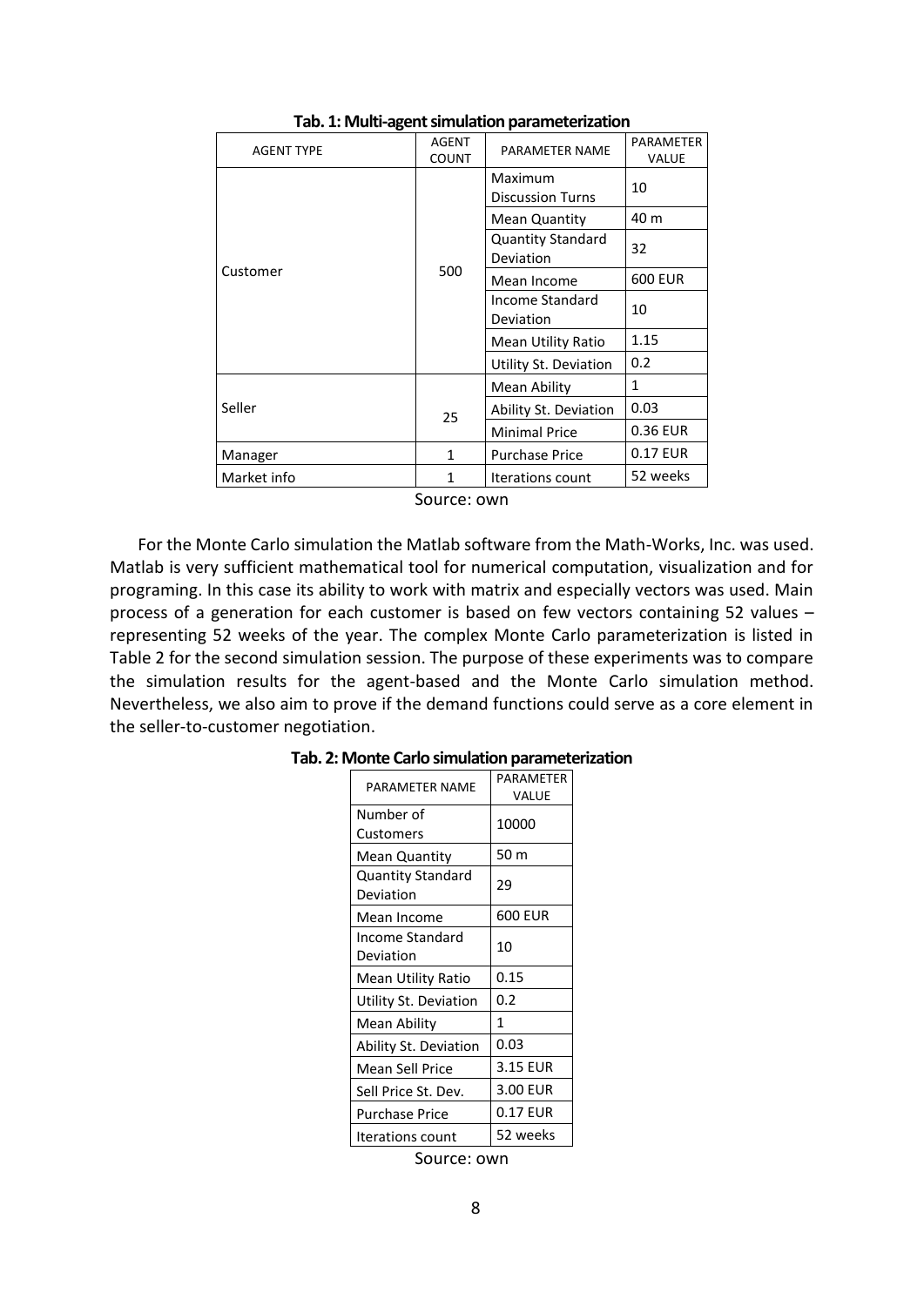**Tab. 1: Multi-agent simulation parameterization**

| AGENT TYPE | AGENT COUNT | PARAMETER NAME | PARAMETER VALUE |
|---|---|---|---|
| Customer | 500 | Maximum Discussion Turns | 10 |
| | | Mean Quantity | 40 m |
| | | Quantity Standard Deviation | 32 |
| | | Mean Income | 600 EUR |
| | | Income Standard Deviation | 10 |
| | | Mean Utility Ratio | 1.15 |
| | | Utility St. Deviation | 0.2 |
| Seller | 25 | Mean Ability | 1 |
| | | Ability St. Deviation | 0.03 |
| | | Minimal Price | 0.36 EUR |
| Manager | 1 | Purchase Price | 0.17 EUR |
| Market info | 1 | Iterations count | 52 weeks |

Source: own

For the Monte Carlo simulation the Matlab software from the Math-Works, Inc. was used. Matlab is very sufficient mathematical tool for numerical computation, visualization and for programing. In this case its ability to work with matrix and especially vectors was used. Main process of a generation for each customer is based on few vectors containing 52 values – representing 52 weeks of the year. The complex Monte Carlo parameterization is listed in Table 2 for the second simulation session. The purpose of these experiments was to compare the simulation results for the agent-based and the Monte Carlo simulation method. Nevertheless, we also aim to prove if the demand functions could serve as a core element in the seller-to-customer negotiation.

**Tab. 2: Monte Carlo simulation parameterization**

| PARAMETER NAME | PARAMETER VALUE |
|---|---|
| Number of Customers | 10000 |
| Mean Quantity | 50 m |
| Quantity Standard Deviation | 29 |
| Mean Income | 600 EUR |
| Income Standard Deviation | 10 |
| Mean Utility Ratio | 0.15 |
| Utility St. Deviation | 0.2 |
| Mean Ability | 1 |
| Ability St. Deviation | 0.03 |
| Mean Sell Price | 3.15 EUR |
| Sell Price St. Dev. | 3.00 EUR |
| Purchase Price | 0.17 EUR |
| Iterations count | 52 weeks |

Source: own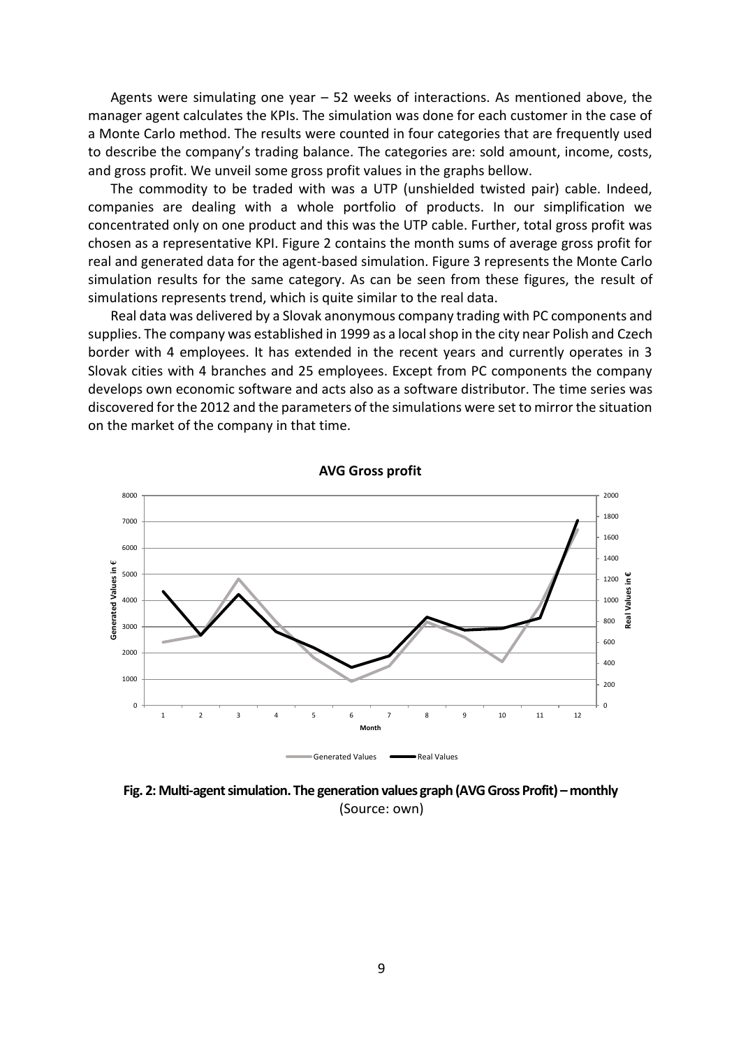Agents were simulating one year – 52 weeks of interactions. As mentioned above, the manager agent calculates the KPIs. The simulation was done for each customer in the case of a Monte Carlo method. The results were counted in four categories that are frequently used to describe the company's trading balance. The categories are: sold amount, income, costs, and gross profit. We unveil some gross profit values in the graphs bellow.

The commodity to be traded with was a UTP (unshielded twisted pair) cable. Indeed, companies are dealing with a whole portfolio of products. In our simplification we concentrated only on one product and this was the UTP cable. Further, total gross profit was chosen as a representative KPI. Figure 2 contains the month sums of average gross profit for real and generated data for the agent-based simulation. Figure 3 represents the Monte Carlo simulation results for the same category. As can be seen from these figures, the result of simulations represents trend, which is quite similar to the real data.

Real data was delivered by a Slovak anonymous company trading with PC components and supplies. The company was established in 1999 as a local shop in the city near Polish and Czech border with 4 employees. It has extended in the recent years and currently operates in 3 Slovak cities with 4 branches and 25 employees. Except from PC components the company develops own economic software and acts also as a software distributor. The time series was discovered for the 2012 and the parameters of the simulations were set to mirror the situation on the market of the company in that time.

**Fig. 2: Multi-agent simulation. The generation values graph (AVG Gross Profit) – monthly**
(Source: own)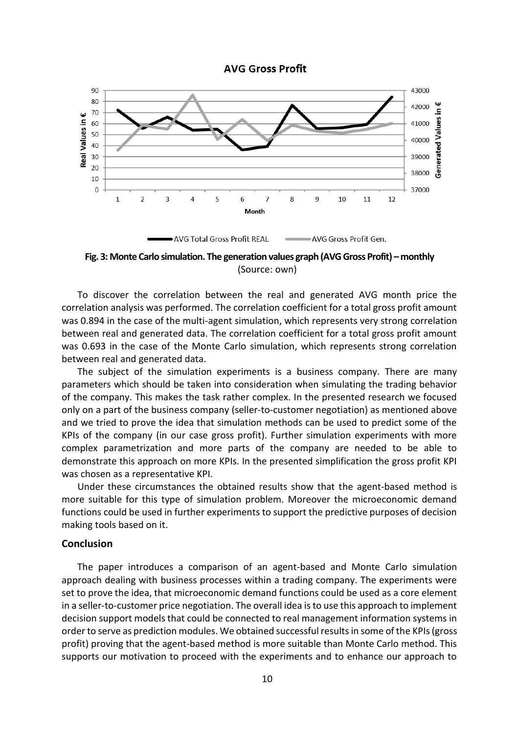AVG Gross Profit

Real Values in €

90
80
70
60
50
40
30
20
10
0

Generated Values in €

43000
42000
41000
40000
39000
38000
37000

1 2 3 4 5 6 7 8 9 10 11 12

Month

AVG Total Gross Profit REAL
AVG Gross Profit Gen.

**Fig. 3: Monte Carlo simulation. The generation values graph (AVG Gross Profit) – monthly**
(Source: own)

To discover the correlation between the real and generated AVG month price the correlation analysis was performed. The correlation coefficient for a total gross profit amount was 0.894 in the case of the multi-agent simulation, which represents very strong correlation between real and generated data. The correlation coefficient for a total gross profit amount was 0.693 in the case of the Monte Carlo simulation, which represents strong correlation between real and generated data.

The subject of the simulation experiments is a business company. There are many parameters which should be taken into consideration when simulating the trading behavior of the company. This makes the task rather complex. In the presented research we focused only on a part of the business company (seller-to-customer negotiation) as mentioned above and we tried to prove the idea that simulation methods can be used to predict some of the KPIs of the company (in our case gross profit). Further simulation experiments with more complex parametrization and more parts of the company are needed to be able to demonstrate this approach on more KPIs. In the presented simplification the gross profit KPI was chosen as a representative KPI.

Under these circumstances the obtained results show that the agent-based method is more suitable for this type of simulation problem. Moreover the microeconomic demand functions could be used in further experiments to support the predictive purposes of decision making tools based on it.

## Conclusion

The paper introduces a comparison of an agent-based and Monte Carlo simulation approach dealing with business processes within a trading company. The experiments were set to prove the idea, that microeconomic demand functions could be used as a core element in a seller-to-customer price negotiation. The overall idea is to use this approach to implement decision support models that could be connected to real management information systems in order to serve as prediction modules. We obtained successful results in some of the KPIs (gross profit) proving that the agent-based method is more suitable than Monte Carlo method. This supports our motivation to proceed with the experiments and to enhance our approach to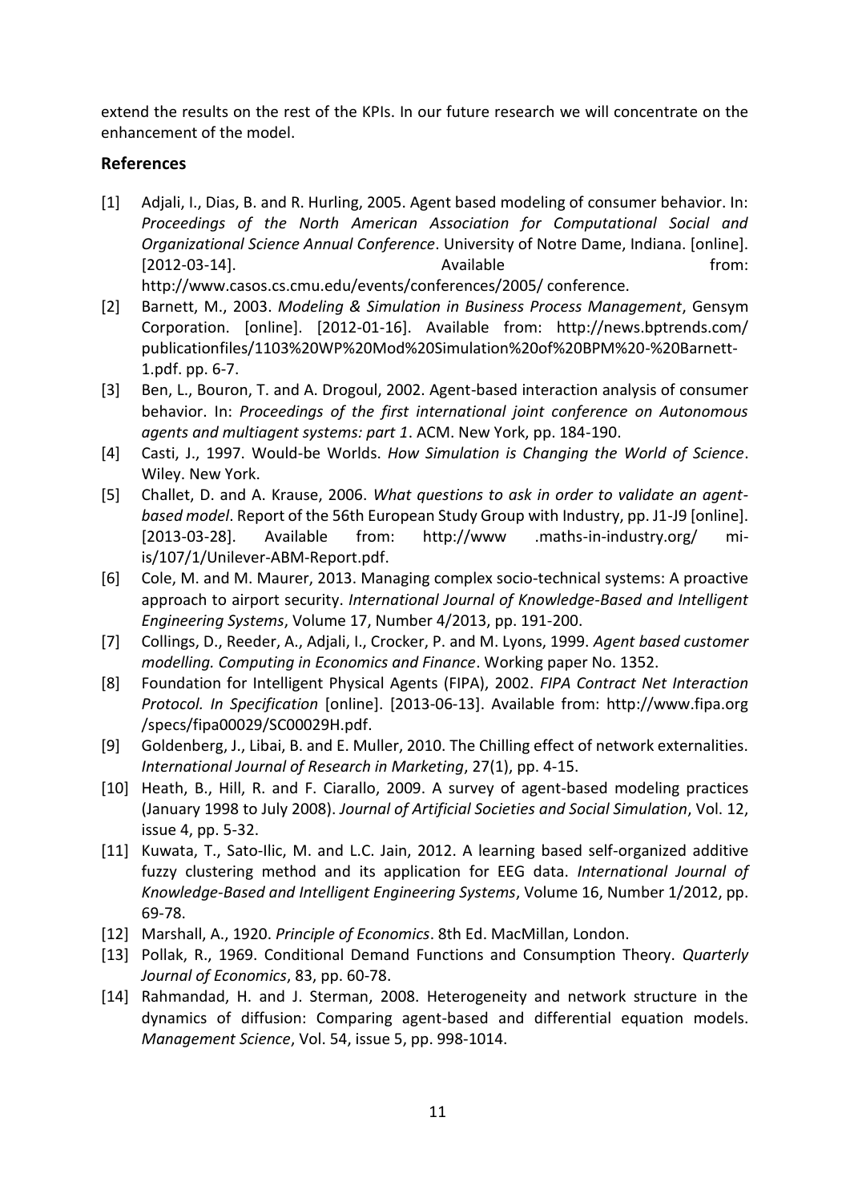extend the results on the rest of the KPIs. In our future research we will concentrate on the enhancement of the model.

## References

[1] Adjali, I., Dias, B. and R. Hurling, 2005. Agent based modeling of consumer behavior. In: *Proceedings of the North American Association for Computational Social and Organizational Science Annual Conference*. University of Notre Dame, Indiana. [online]. [2012-03-14]. Available from: http://www.casos.cs.cmu.edu/events/conferences/2005/ conference.

[2] Barnett, M., 2003. *Modeling & Simulation in Business Process Management*, Gensym Corporation. [online]. [2012-01-16]. Available from: http://news.bptrends.com/ publicationfiles/1103%20WP%20Mod%20Simulation%20of%20BPM%20-%20Barnett-1.pdf. pp. 6-7.

[3] Ben, L., Bouron, T. and A. Drogoul, 2002. Agent-based interaction analysis of consumer behavior. In: *Proceedings of the first international joint conference on Autonomous agents and multiagent systems: part 1*. ACM. New York, pp. 184-190.

[4] Casti, J., 1997. Would-be Worlds. *How Simulation is Changing the World of Science*. Wiley. New York.

[5] Challet, D. and A. Krause, 2006. *What questions to ask in order to validate an agent-based model*. Report of the 56th European Study Group with Industry, pp. J1-J9 [online]. [2013-03-28]. Available from: http://www .maths-in-industry.org/ mi-is/107/1/Unilever-ABM-Report.pdf.

[6] Cole, M. and M. Maurer, 2013. Managing complex socio-technical systems: A proactive approach to airport security. *International Journal of Knowledge-Based and Intelligent Engineering Systems*, Volume 17, Number 4/2013, pp. 191-200.

[7] Collings, D., Reeder, A., Adjali, I., Crocker, P. and M. Lyons, 1999. *Agent based customer modelling. Computing in Economics and Finance*. Working paper No. 1352.

[8] Foundation for Intelligent Physical Agents (FIPA), 2002. *FIPA Contract Net Interaction Protocol. In Specification* [online]. [2013-06-13]. Available from: http://www.fipa.org /specs/fipa00029/SC00029H.pdf.

[9] Goldenberg, J., Libai, B. and E. Muller, 2010. The Chilling effect of network externalities. *International Journal of Research in Marketing*, 27(1), pp. 4-15.

[10] Heath, B., Hill, R. and F. Ciarallo, 2009. A survey of agent-based modeling practices (January 1998 to July 2008). *Journal of Artificial Societies and Social Simulation*, Vol. 12, issue 4, pp. 5-32.

[11] Kuwata, T., Sato-Ilic, M. and L.C. Jain, 2012. A learning based self-organized additive fuzzy clustering method and its application for EEG data. *International Journal of Knowledge-Based and Intelligent Engineering Systems*, Volume 16, Number 1/2012, pp. 69-78.

[12] Marshall, A., 1920. *Principle of Economics*. 8th Ed. MacMillan, London.

[13] Pollak, R., 1969. Conditional Demand Functions and Consumption Theory. *Quarterly Journal of Economics*, 83, pp. 60-78.

[14] Rahmandad, H. and J. Sterman, 2008. Heterogeneity and network structure in the dynamics of diffusion: Comparing agent-based and differential equation models. *Management Science*, Vol. 54, issue 5, pp. 998-1014.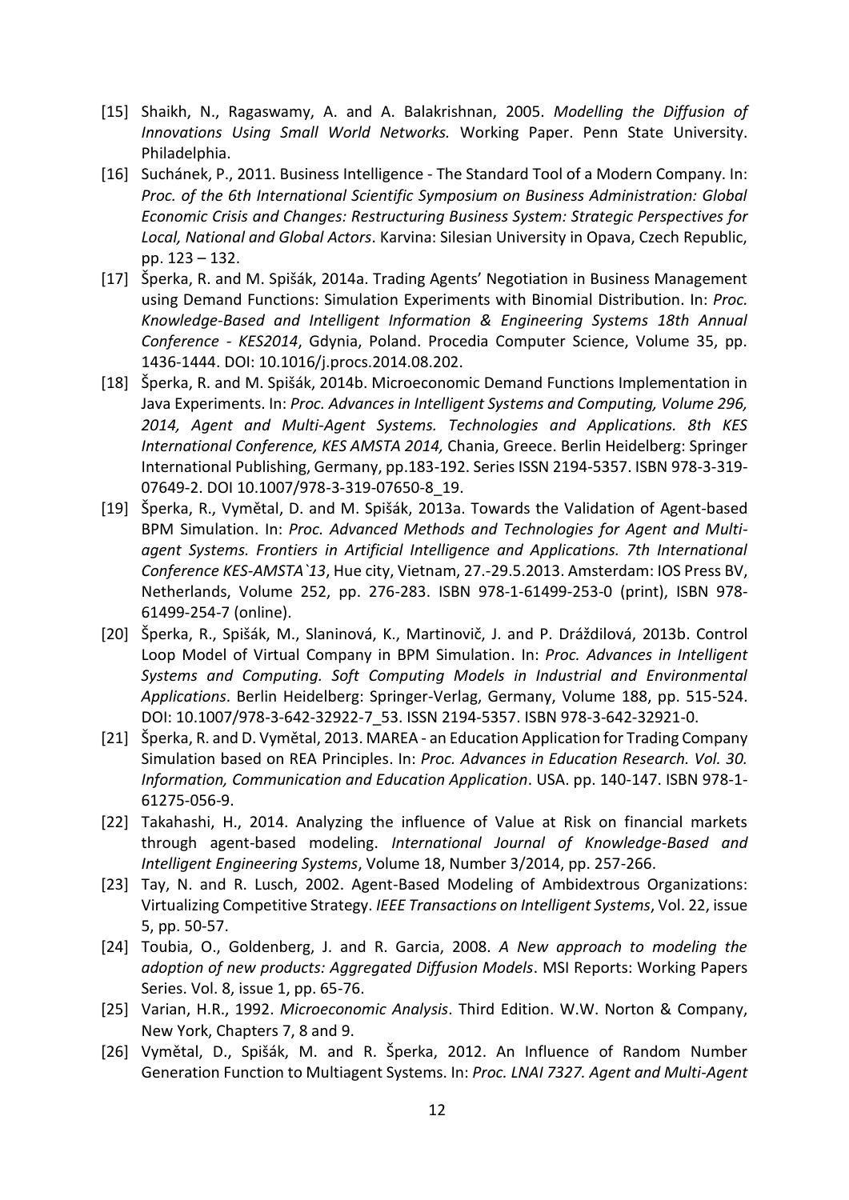[15] Shaikh, N., Ragaswamy, A. and A. Balakrishnan, 2005. *Modelling the Diffusion of Innovations Using Small World Networks.* Working Paper. Penn State University. Philadelphia.

[16] Suchánek, P., 2011. Business Intelligence - The Standard Tool of a Modern Company. In: *Proc. of the 6th International Scientific Symposium on Business Administration: Global Economic Crisis and Changes: Restructuring Business System: Strategic Perspectives for Local, National and Global Actors*. Karvina: Silesian University in Opava, Czech Republic, pp. 123 – 132.

[17] Šperka, R. and M. Spišák, 2014a. Trading Agents' Negotiation in Business Management using Demand Functions: Simulation Experiments with Binomial Distribution. In: *Proc. Knowledge-Based and Intelligent Information & Engineering Systems 18th Annual Conference - KES2014*, Gdynia, Poland. Procedia Computer Science, Volume 35, pp. 1436-1444. DOI: 10.1016/j.procs.2014.08.202.

[18] Šperka, R. and M. Spišák, 2014b. Microeconomic Demand Functions Implementation in Java Experiments. In: *Proc. Advances in Intelligent Systems and Computing, Volume 296, 2014, Agent and Multi-Agent Systems. Technologies and Applications. 8th KES International Conference, KES AMSTA 2014,* Chania, Greece. Berlin Heidelberg: Springer International Publishing, Germany, pp.183-192. Series ISSN 2194-5357. ISBN 978-3-319-07649-2. DOI 10.1007/978-3-319-07650-8_19.

[19] Šperka, R., Vymětal, D. and M. Spišák, 2013a. Towards the Validation of Agent-based BPM Simulation. In: *Proc. Advanced Methods and Technologies for Agent and Multi-agent Systems. Frontiers in Artificial Intelligence and Applications. 7th International Conference KES-AMSTA`13*, Hue city, Vietnam, 27.-29.5.2013. Amsterdam: IOS Press BV, Netherlands, Volume 252, pp. 276-283. ISBN 978-1-61499-253-0 (print), ISBN 978-61499-254-7 (online).

[20] Šperka, R., Spišák, M., Slaninová, K., Martinovič, J. and P. Dráždilová, 2013b. Control Loop Model of Virtual Company in BPM Simulation. In: *Proc. Advances in Intelligent Systems and Computing. Soft Computing Models in Industrial and Environmental Applications*. Berlin Heidelberg: Springer-Verlag, Germany, Volume 188, pp. 515-524. DOI: 10.1007/978-3-642-32922-7_53. ISSN 2194-5357. ISBN 978-3-642-32921-0.

[21] Šperka, R. and D. Vymětal, 2013. MAREA - an Education Application for Trading Company Simulation based on REA Principles. In: *Proc. Advances in Education Research. Vol. 30. Information, Communication and Education Application*. USA. pp. 140-147. ISBN 978-1-61275-056-9.

[22] Takahashi, H., 2014. Analyzing the influence of Value at Risk on financial markets through agent-based modeling. *International Journal of Knowledge-Based and Intelligent Engineering Systems*, Volume 18, Number 3/2014, pp. 257-266.

[23] Tay, N. and R. Lusch, 2002. Agent-Based Modeling of Ambidextrous Organizations: Virtualizing Competitive Strategy. *IEEE Transactions on Intelligent Systems*, Vol. 22, issue 5, pp. 50-57.

[24] Toubia, O., Goldenberg, J. and R. Garcia, 2008. *A New approach to modeling the adoption of new products: Aggregated Diffusion Models*. MSI Reports: Working Papers Series. Vol. 8, issue 1, pp. 65-76.

[25] Varian, H.R., 1992. *Microeconomic Analysis*. Third Edition. W.W. Norton & Company, New York, Chapters 7, 8 and 9.

[26] Vymětal, D., Spišák, M. and R. Šperka, 2012. An Influence of Random Number Generation Function to Multiagent Systems. In: *Proc. LNAI 7327. Agent and Multi-Agent*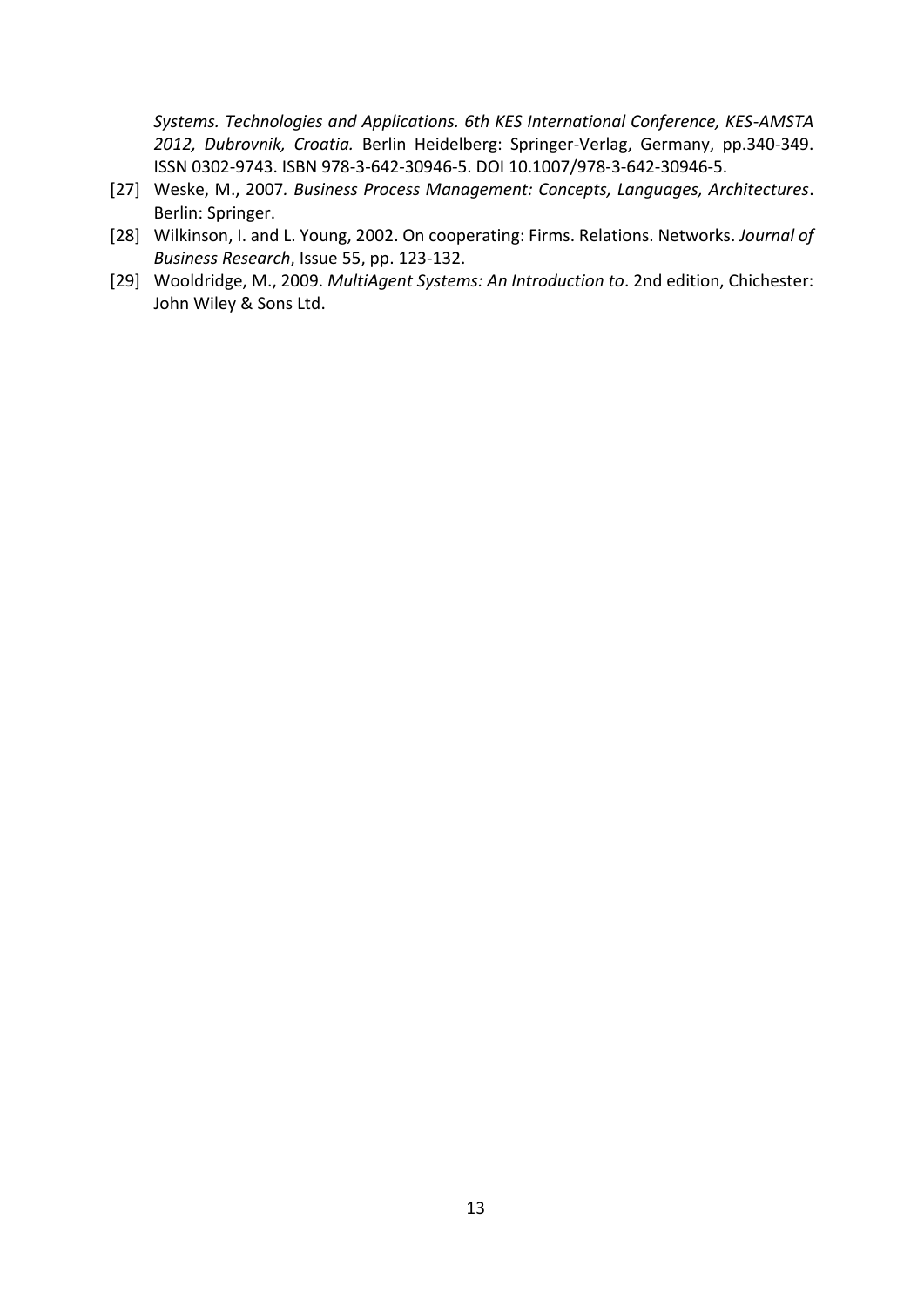*Systems. Technologies and Applications. 6th KES International Conference, KES-AMSTA 2012, Dubrovnik, Croatia.* Berlin Heidelberg: Springer-Verlag, Germany, pp.340-349. ISSN 0302-9743. ISBN 978-3-642-30946-5. DOI 10.1007/978-3-642-30946-5.

[27] Weske, M., 2007. *Business Process Management: Concepts, Languages, Architectures*. Berlin: Springer.

[28] Wilkinson, I. and L. Young, 2002. On cooperating: Firms. Relations. Networks. *Journal of Business Research*, Issue 55, pp. 123-132.

[29] Wooldridge, M., 2009. *MultiAgent Systems: An Introduction to*. 2nd edition, Chichester: John Wiley & Sons Ltd.